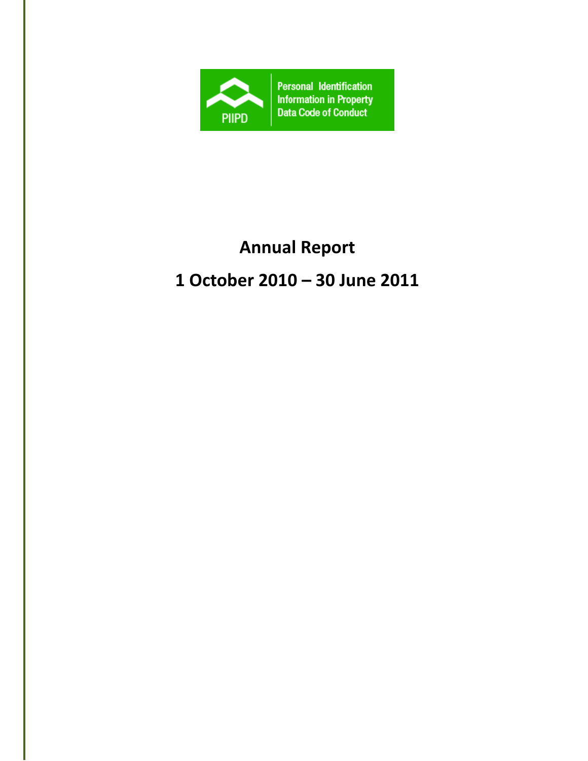PIIPD

Personal Identification Information in Property Data Code of Conduct

# Annual Report

## 1 October 2010 – 30 June 2011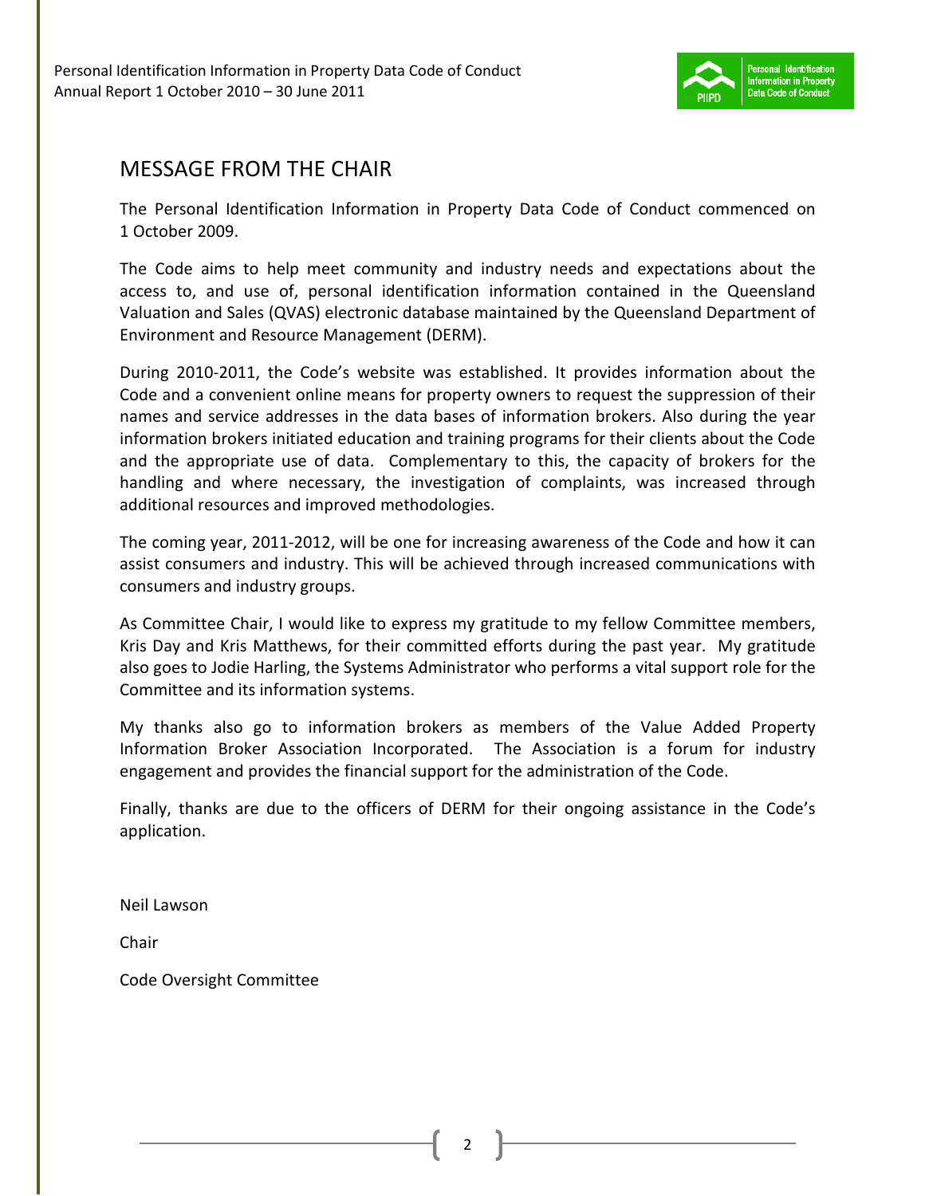# MESSAGE FROM THE CHAIR

The Personal Identification Information in Property Data Code of Conduct commenced on 1 October 2009.

The Code aims to help meet community and industry needs and expectations about the access to, and use of, personal identification information contained in the Queensland Valuation and Sales (QVAS) electronic database maintained by the Queensland Department of Environment and Resource Management (DERM).

During 2010-2011, the Code's website was established. It provides information about the Code and a convenient online means for property owners to request the suppression of their names and service addresses in the data bases of information brokers. Also during the year information brokers initiated education and training programs for their clients about the Code and the appropriate use of data. Complementary to this, the capacity of brokers for the handling and where necessary, the investigation of complaints, was increased through additional resources and improved methodologies.

The coming year, 2011-2012, will be one for increasing awareness of the Code and how it can assist consumers and industry. This will be achieved through increased communications with consumers and industry groups.

As Committee Chair, I would like to express my gratitude to my fellow Committee members, Kris Day and Kris Matthews, for their committed efforts during the past year. My gratitude also goes to Jodie Harling, the Systems Administrator who performs a vital support role for the Committee and its information systems.

My thanks also go to information brokers as members of the Value Added Property Information Broker Association Incorporated. The Association is a forum for industry engagement and provides the financial support for the administration of the Code.

Finally, thanks are due to the officers of DERM for their ongoing assistance in the Code's application.

Neil Lawson

Chair

Code Oversight Committee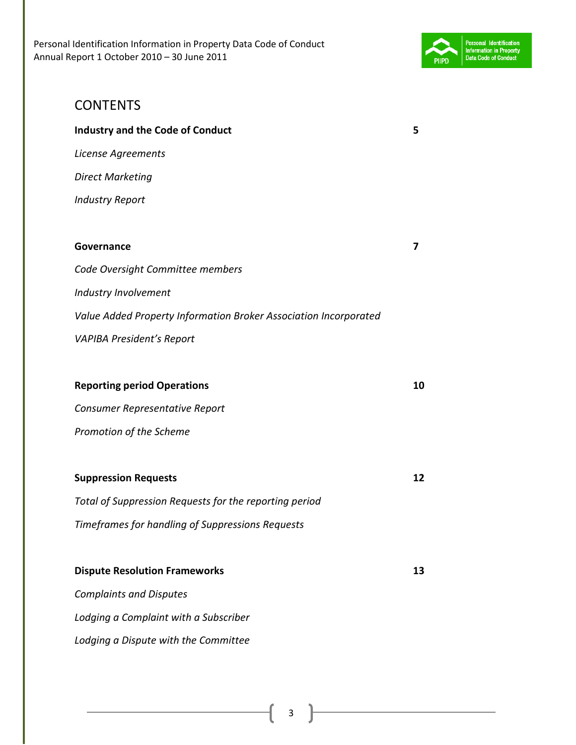# CONTENTS

| | |
|---|---|
| **Industry and the Code of Conduct** | **5** |
| *License Agreements* | |
| *Direct Marketing* | |
| *Industry Report* | |
| **Governance** | **7** |
| *Code Oversight Committee members* | |
| *Industry Involvement* | |
| *Value Added Property Information Broker Association Incorporated* | |
| *VAPIBA President's Report* | |
| **Reporting period Operations** | **10** |
| *Consumer Representative Report* | |
| *Promotion of the Scheme* | |
| **Suppression Requests** | **12** |
| *Total of Suppression Requests for the reporting period* | |
| *Timeframes for handling of Suppressions Requests* | |
| **Dispute Resolution Frameworks** | **13** |
| *Complaints and Disputes* | |
| *Lodging a Complaint with a Subscriber* | |
| *Lodging a Dispute with the Committee* | |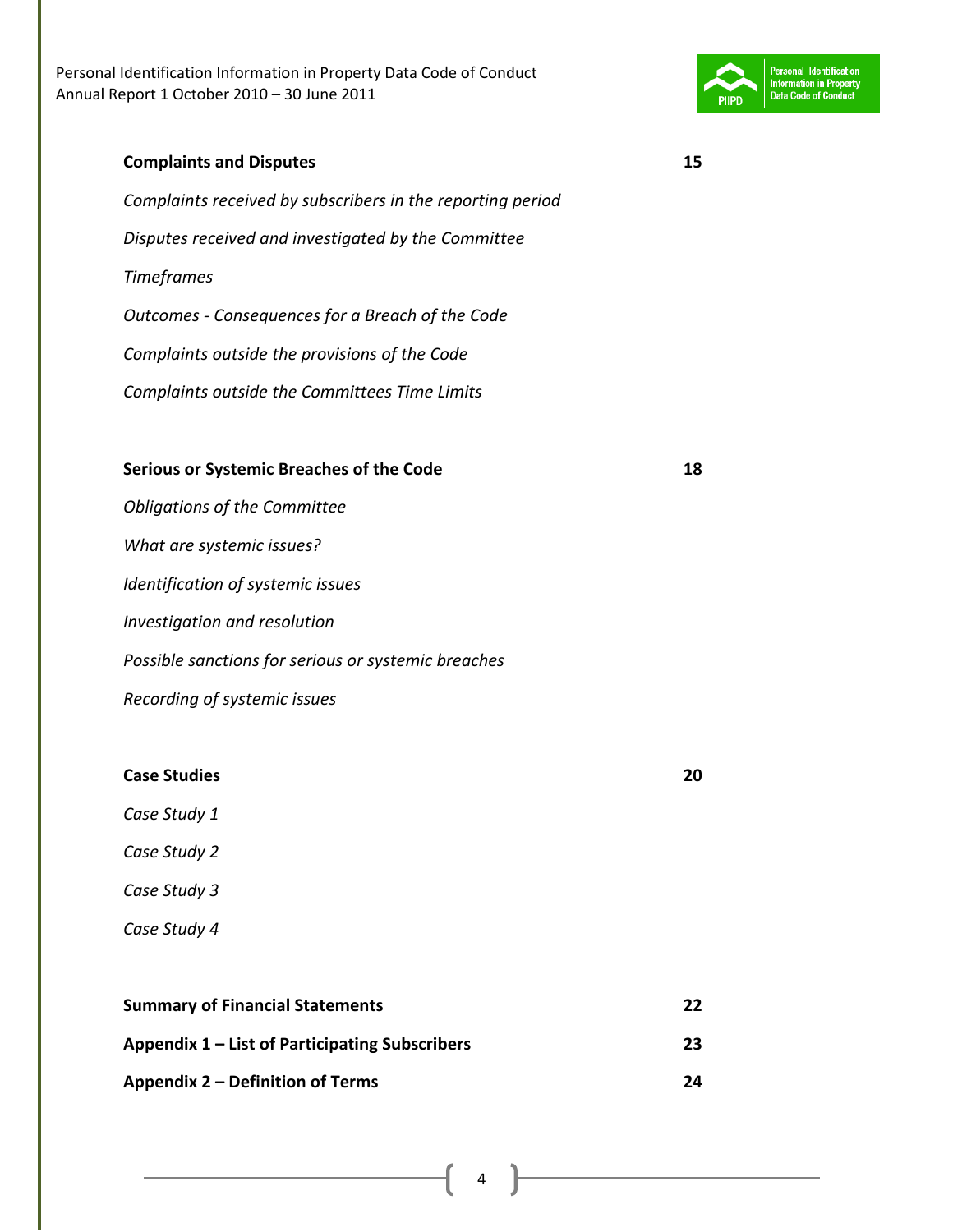| | |
|---|---|
| **Complaints and Disputes** | **15** |
| *Complaints received by subscribers in the reporting period* | |
| *Disputes received and investigated by the Committee* | |
| *Timeframes* | |
| *Outcomes - Consequences for a Breach of the Code* | |
| *Complaints outside the provisions of the Code* | |
| *Complaints outside the Committees Time Limits* | |
| **Serious or Systemic Breaches of the Code** | **18** |
| *Obligations of the Committee* | |
| *What are systemic issues?* | |
| *Identification of systemic issues* | |
| *Investigation and resolution* | |
| *Possible sanctions for serious or systemic breaches* | |
| *Recording of systemic issues* | |
| **Case Studies** | **20** |
| *Case Study 1* | |
| *Case Study 2* | |
| *Case Study 3* | |
| *Case Study 4* | |
| **Summary of Financial Statements** | **22** |
| **Appendix 1 – List of Participating Subscribers** | **23** |
| **Appendix 2 – Definition of Terms** | **24** |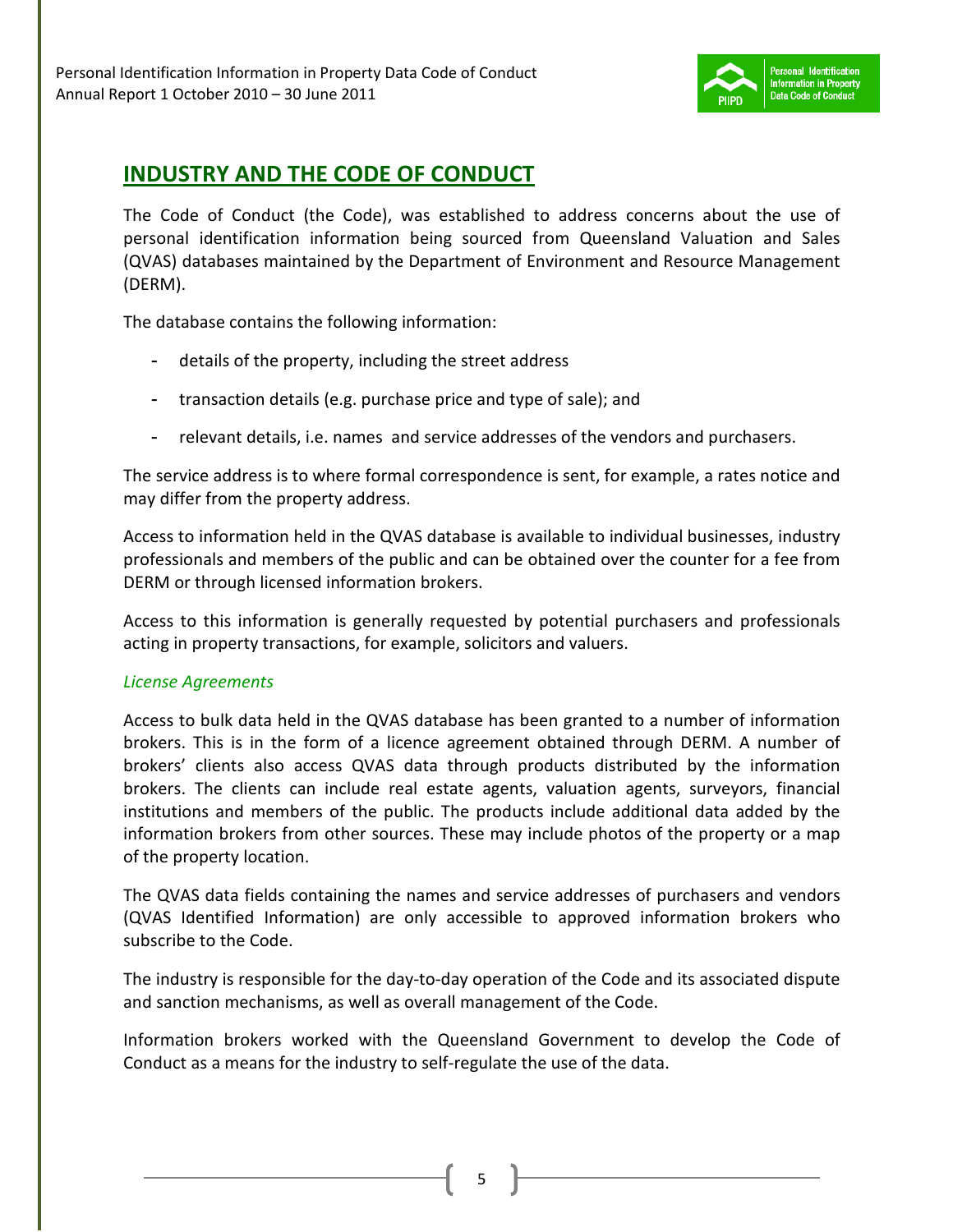## INDUSTRY AND THE CODE OF CONDUCT

The Code of Conduct (the Code), was established to address concerns about the use of personal identification information being sourced from Queensland Valuation and Sales (QVAS) databases maintained by the Department of Environment and Resource Management (DERM).

The database contains the following information:

- details of the property, including the street address
- transaction details (e.g. purchase price and type of sale); and
- relevant details, i.e. names and service addresses of the vendors and purchasers.

The service address is to where formal correspondence is sent, for example, a rates notice and may differ from the property address.

Access to information held in the QVAS database is available to individual businesses, industry professionals and members of the public and can be obtained over the counter for a fee from DERM or through licensed information brokers.

Access to this information is generally requested by potential purchasers and professionals acting in property transactions, for example, solicitors and valuers.

*License Agreements*

Access to bulk data held in the QVAS database has been granted to a number of information brokers. This is in the form of a licence agreement obtained through DERM. A number of brokers' clients also access QVAS data through products distributed by the information brokers. The clients can include real estate agents, valuation agents, surveyors, financial institutions and members of the public. The products include additional data added by the information brokers from other sources. These may include photos of the property or a map of the property location.

The QVAS data fields containing the names and service addresses of purchasers and vendors (QVAS Identified Information) are only accessible to approved information brokers who subscribe to the Code.

The industry is responsible for the day-to-day operation of the Code and its associated dispute and sanction mechanisms, as well as overall management of the Code.

Information brokers worked with the Queensland Government to develop the Code of Conduct as a means for the industry to self-regulate the use of the data.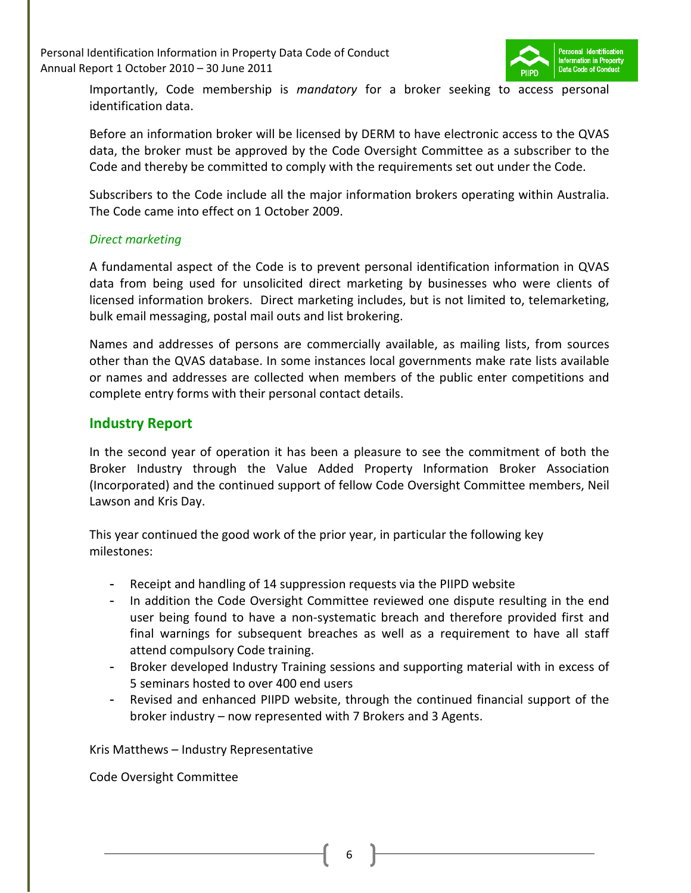Importantly, Code membership is *mandatory* for a broker seeking to access personal identification data.

Before an information broker will be licensed by DERM to have electronic access to the QVAS data, the broker must be approved by the Code Oversight Committee as a subscriber to the Code and thereby be committed to comply with the requirements set out under the Code.

Subscribers to the Code include all the major information brokers operating within Australia. The Code came into effect on 1 October 2009.

*Direct marketing*

A fundamental aspect of the Code is to prevent personal identification information in QVAS data from being used for unsolicited direct marketing by businesses who were clients of licensed information brokers. Direct marketing includes, but is not limited to, telemarketing, bulk email messaging, postal mail outs and list brokering.

Names and addresses of persons are commercially available, as mailing lists, from sources other than the QVAS database. In some instances local governments make rate lists available or names and addresses are collected when members of the public enter competitions and complete entry forms with their personal contact details.

## Industry Report

In the second year of operation it has been a pleasure to see the commitment of both the Broker Industry through the Value Added Property Information Broker Association (Incorporated) and the continued support of fellow Code Oversight Committee members, Neil Lawson and Kris Day.

This year continued the good work of the prior year, in particular the following key milestones:

- Receipt and handling of 14 suppression requests via the PIIPD website
- In addition the Code Oversight Committee reviewed one dispute resulting in the end user being found to have a non-systematic breach and therefore provided first and final warnings for subsequent breaches as well as a requirement to have all staff attend compulsory Code training.
- Broker developed Industry Training sessions and supporting material with in excess of 5 seminars hosted to over 400 end users
- Revised and enhanced PIIPD website, through the continued financial support of the broker industry – now represented with 7 Brokers and 3 Agents.

Kris Matthews – Industry Representative

Code Oversight Committee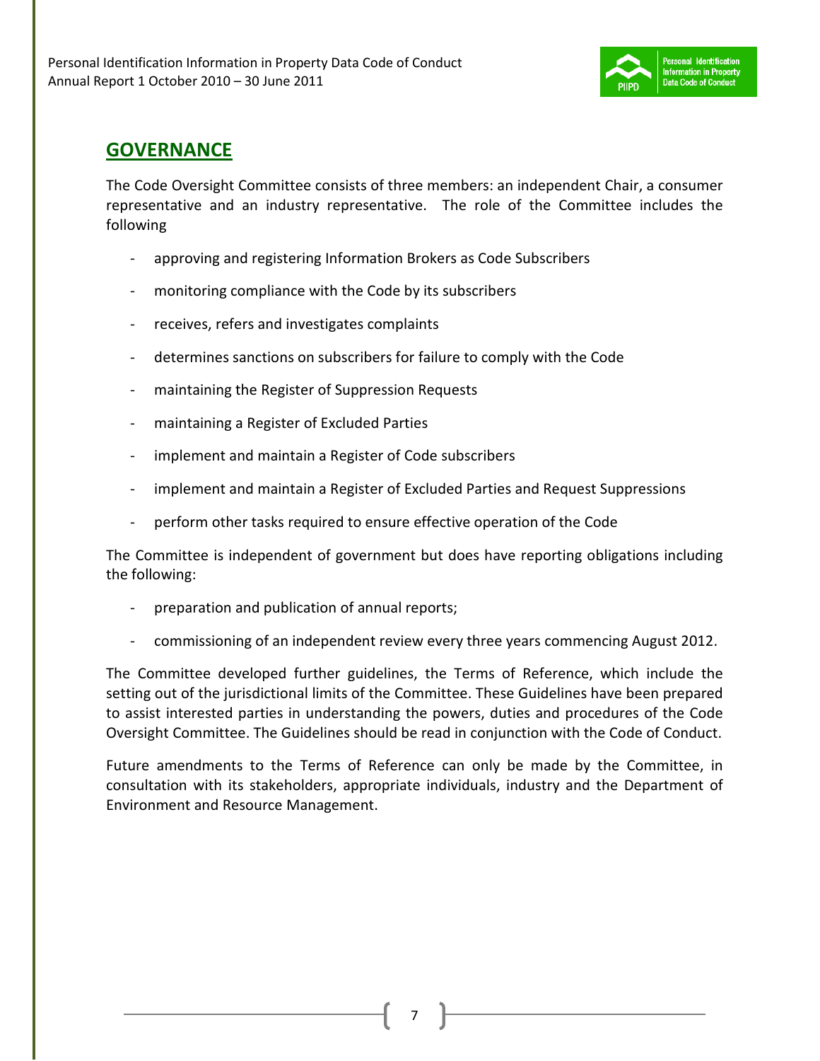## GOVERNANCE

The Code Oversight Committee consists of three members: an independent Chair, a consumer representative and an industry representative. The role of the Committee includes the following

- approving and registering Information Brokers as Code Subscribers
- monitoring compliance with the Code by its subscribers
- receives, refers and investigates complaints
- determines sanctions on subscribers for failure to comply with the Code
- maintaining the Register of Suppression Requests
- maintaining a Register of Excluded Parties
- implement and maintain a Register of Code subscribers
- implement and maintain a Register of Excluded Parties and Request Suppressions
- perform other tasks required to ensure effective operation of the Code

The Committee is independent of government but does have reporting obligations including the following:

- preparation and publication of annual reports;
- commissioning of an independent review every three years commencing August 2012.

The Committee developed further guidelines, the Terms of Reference, which include the setting out of the jurisdictional limits of the Committee. These Guidelines have been prepared to assist interested parties in understanding the powers, duties and procedures of the Code Oversight Committee. The Guidelines should be read in conjunction with the Code of Conduct.

Future amendments to the Terms of Reference can only be made by the Committee, in consultation with its stakeholders, appropriate individuals, industry and the Department of Environment and Resource Management.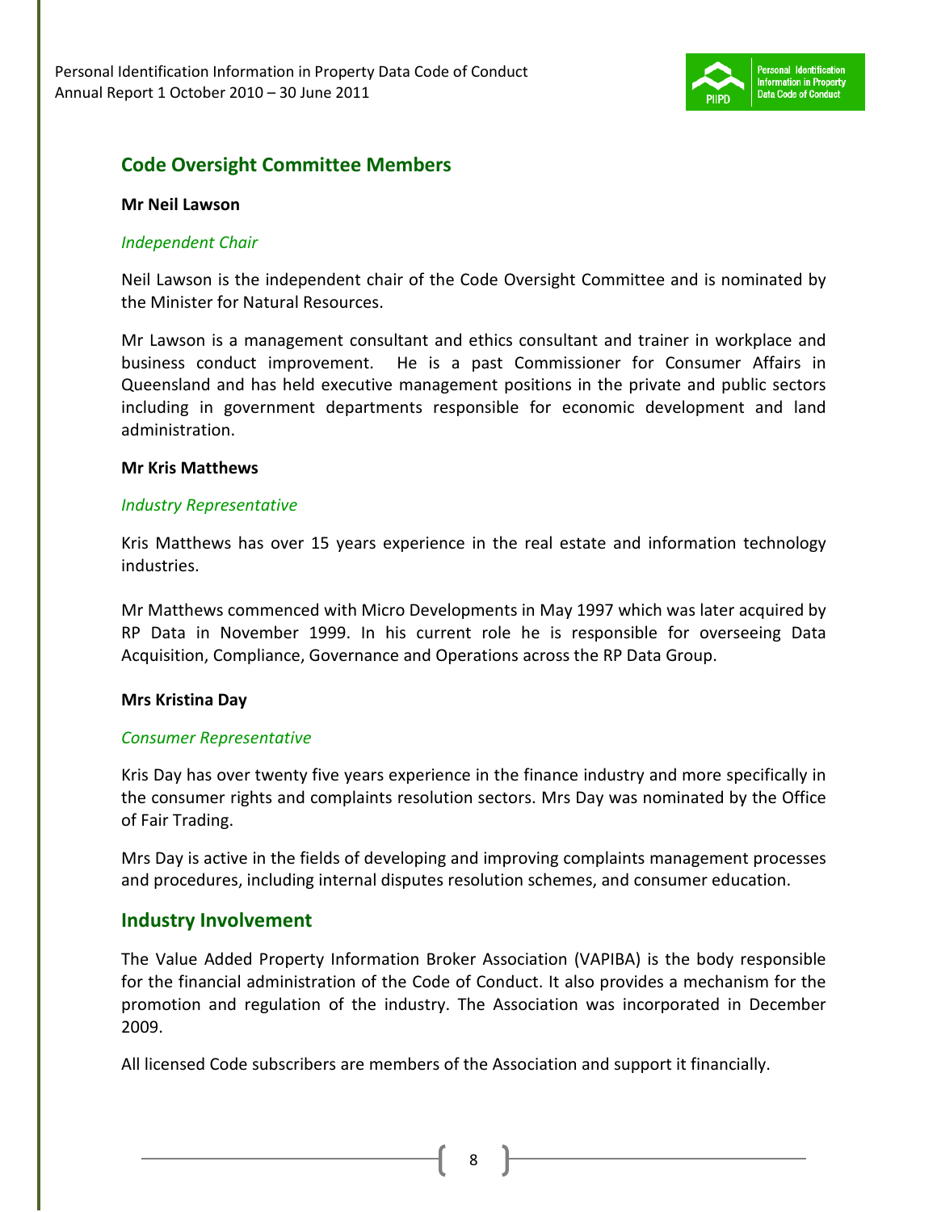## Code Oversight Committee Members

**Mr Neil Lawson**

*Independent Chair*

Neil Lawson is the independent chair of the Code Oversight Committee and is nominated by the Minister for Natural Resources.

Mr Lawson is a management consultant and ethics consultant and trainer in workplace and business conduct improvement. He is a past Commissioner for Consumer Affairs in Queensland and has held executive management positions in the private and public sectors including in government departments responsible for economic development and land administration.

**Mr Kris Matthews**

*Industry Representative*

Kris Matthews has over 15 years experience in the real estate and information technology industries.

Mr Matthews commenced with Micro Developments in May 1997 which was later acquired by RP Data in November 1999. In his current role he is responsible for overseeing Data Acquisition, Compliance, Governance and Operations across the RP Data Group.

**Mrs Kristina Day**

*Consumer Representative*

Kris Day has over twenty five years experience in the finance industry and more specifically in the consumer rights and complaints resolution sectors. Mrs Day was nominated by the Office of Fair Trading.

Mrs Day is active in the fields of developing and improving complaints management processes and procedures, including internal disputes resolution schemes, and consumer education.

## Industry Involvement

The Value Added Property Information Broker Association (VAPIBA) is the body responsible for the financial administration of the Code of Conduct. It also provides a mechanism for the promotion and regulation of the industry. The Association was incorporated in December 2009.

All licensed Code subscribers are members of the Association and support it financially.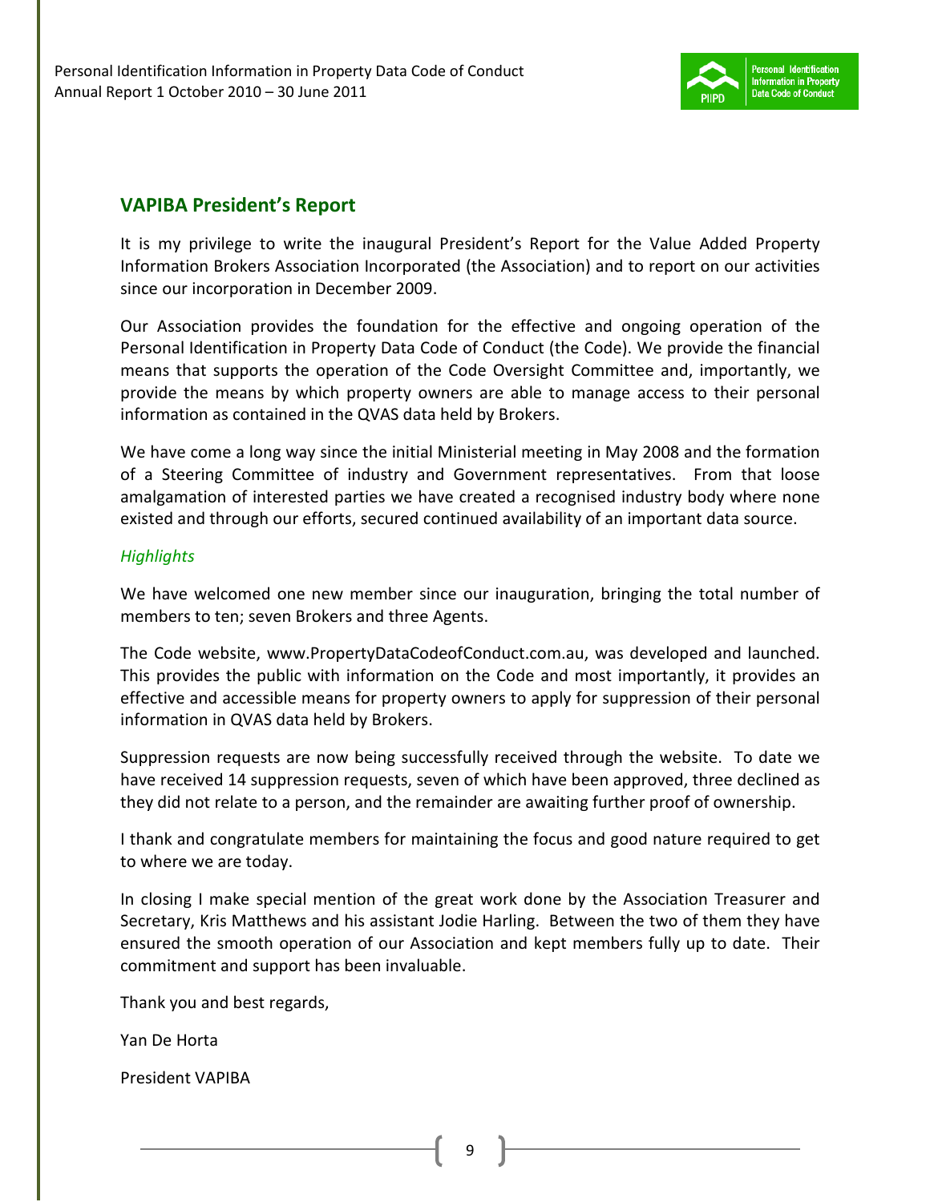## VAPIBA President's Report

It is my privilege to write the inaugural President's Report for the Value Added Property Information Brokers Association Incorporated (the Association) and to report on our activities since our incorporation in December 2009.

Our Association provides the foundation for the effective and ongoing operation of the Personal Identification in Property Data Code of Conduct (the Code). We provide the financial means that supports the operation of the Code Oversight Committee and, importantly, we provide the means by which property owners are able to manage access to their personal information as contained in the QVAS data held by Brokers.

We have come a long way since the initial Ministerial meeting in May 2008 and the formation of a Steering Committee of industry and Government representatives. From that loose amalgamation of interested parties we have created a recognised industry body where none existed and through our efforts, secured continued availability of an important data source.

### *Highlights*

We have welcomed one new member since our inauguration, bringing the total number of members to ten; seven Brokers and three Agents.

The Code website, www.PropertyDataCodeofConduct.com.au, was developed and launched. This provides the public with information on the Code and most importantly, it provides an effective and accessible means for property owners to apply for suppression of their personal information in QVAS data held by Brokers.

Suppression requests are now being successfully received through the website. To date we have received 14 suppression requests, seven of which have been approved, three declined as they did not relate to a person, and the remainder are awaiting further proof of ownership.

I thank and congratulate members for maintaining the focus and good nature required to get to where we are today.

In closing I make special mention of the great work done by the Association Treasurer and Secretary, Kris Matthews and his assistant Jodie Harling. Between the two of them they have ensured the smooth operation of our Association and kept members fully up to date. Their commitment and support has been invaluable.

Thank you and best regards,

Yan De Horta

President VAPIBA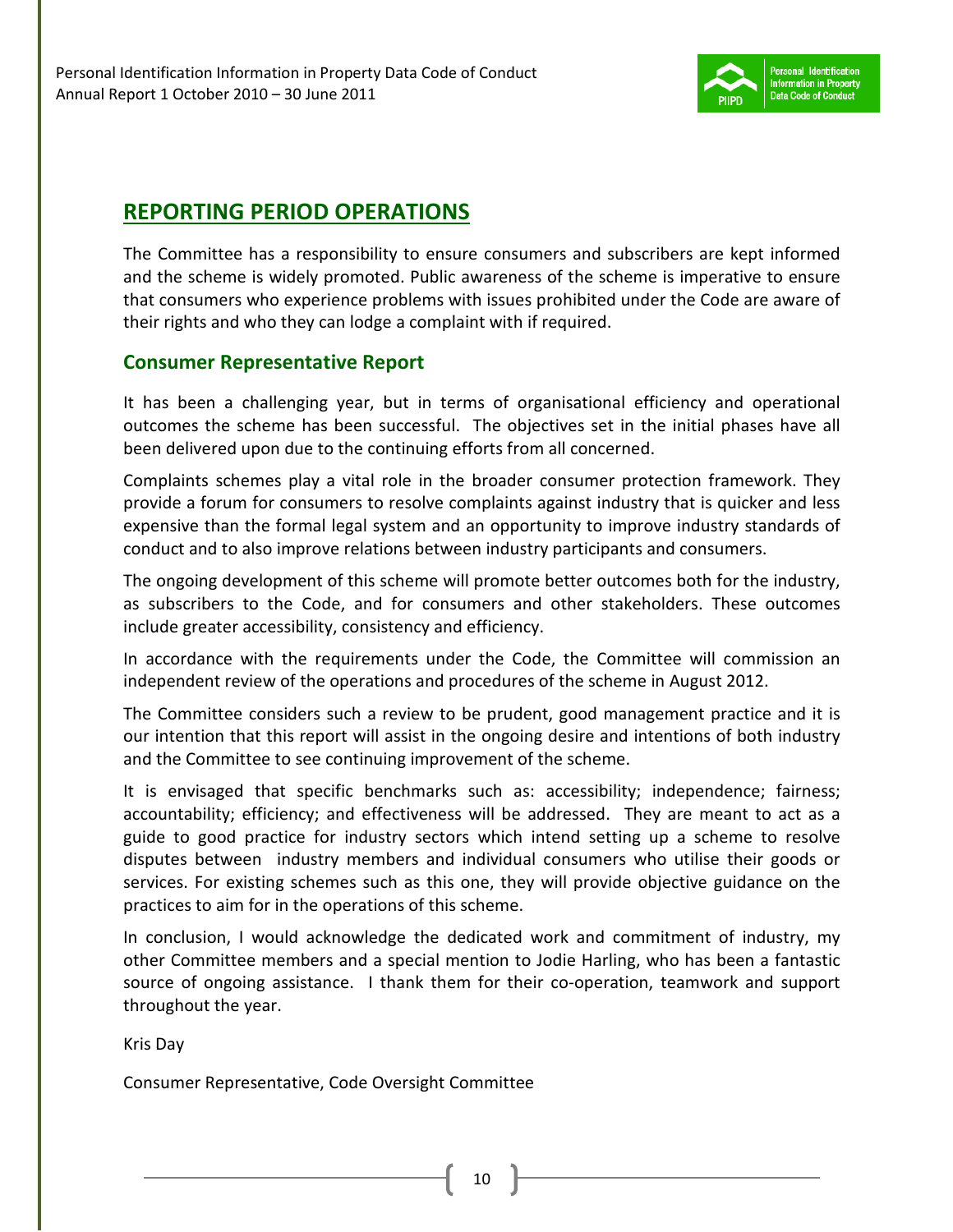## REPORTING PERIOD OPERATIONS

The Committee has a responsibility to ensure consumers and subscribers are kept informed and the scheme is widely promoted. Public awareness of the scheme is imperative to ensure that consumers who experience problems with issues prohibited under the Code are aware of their rights and who they can lodge a complaint with if required.

### Consumer Representative Report

It has been a challenging year, but in terms of organisational efficiency and operational outcomes the scheme has been successful. The objectives set in the initial phases have all been delivered upon due to the continuing efforts from all concerned.

Complaints schemes play a vital role in the broader consumer protection framework. They provide a forum for consumers to resolve complaints against industry that is quicker and less expensive than the formal legal system and an opportunity to improve industry standards of conduct and to also improve relations between industry participants and consumers.

The ongoing development of this scheme will promote better outcomes both for the industry, as subscribers to the Code, and for consumers and other stakeholders. These outcomes include greater accessibility, consistency and efficiency.

In accordance with the requirements under the Code, the Committee will commission an independent review of the operations and procedures of the scheme in August 2012.

The Committee considers such a review to be prudent, good management practice and it is our intention that this report will assist in the ongoing desire and intentions of both industry and the Committee to see continuing improvement of the scheme.

It is envisaged that specific benchmarks such as: accessibility; independence; fairness; accountability; efficiency; and effectiveness will be addressed. They are meant to act as a guide to good practice for industry sectors which intend setting up a scheme to resolve disputes between industry members and individual consumers who utilise their goods or services. For existing schemes such as this one, they will provide objective guidance on the practices to aim for in the operations of this scheme.

In conclusion, I would acknowledge the dedicated work and commitment of industry, my other Committee members and a special mention to Jodie Harling, who has been a fantastic source of ongoing assistance. I thank them for their co-operation, teamwork and support throughout the year.

Kris Day

Consumer Representative, Code Oversight Committee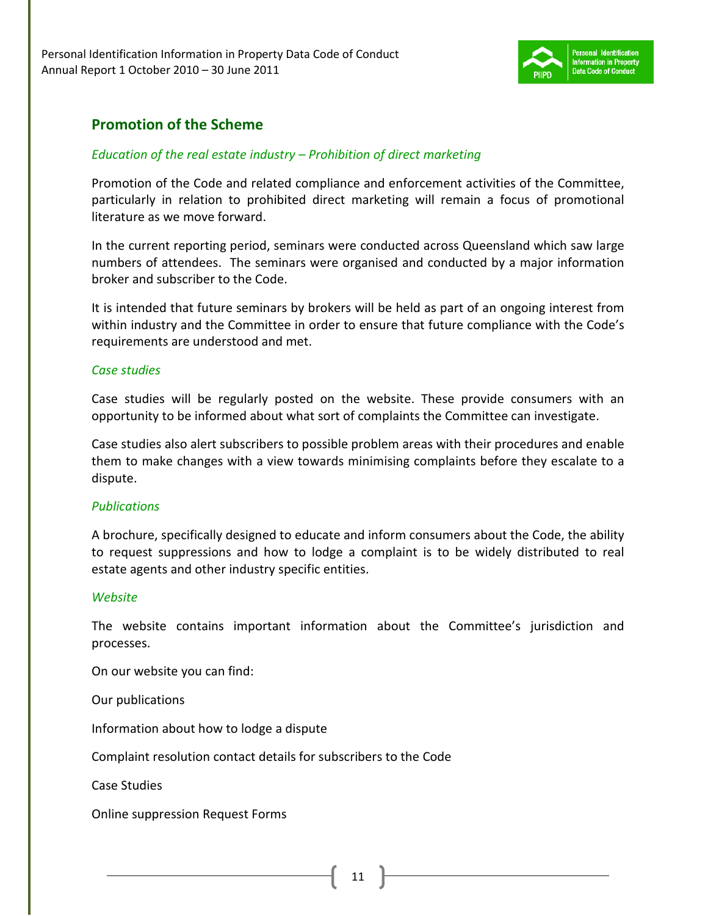## Promotion of the Scheme

*Education of the real estate industry – Prohibition of direct marketing*

Promotion of the Code and related compliance and enforcement activities of the Committee, particularly in relation to prohibited direct marketing will remain a focus of promotional literature as we move forward.

In the current reporting period, seminars were conducted across Queensland which saw large numbers of attendees. The seminars were organised and conducted by a major information broker and subscriber to the Code.

It is intended that future seminars by brokers will be held as part of an ongoing interest from within industry and the Committee in order to ensure that future compliance with the Code's requirements are understood and met.

*Case studies*

Case studies will be regularly posted on the website. These provide consumers with an opportunity to be informed about what sort of complaints the Committee can investigate.

Case studies also alert subscribers to possible problem areas with their procedures and enable them to make changes with a view towards minimising complaints before they escalate to a dispute.

*Publications*

A brochure, specifically designed to educate and inform consumers about the Code, the ability to request suppressions and how to lodge a complaint is to be widely distributed to real estate agents and other industry specific entities.

*Website*

The website contains important information about the Committee's jurisdiction and processes.

On our website you can find:

Our publications

Information about how to lodge a dispute

Complaint resolution contact details for subscribers to the Code

Case Studies

Online suppression Request Forms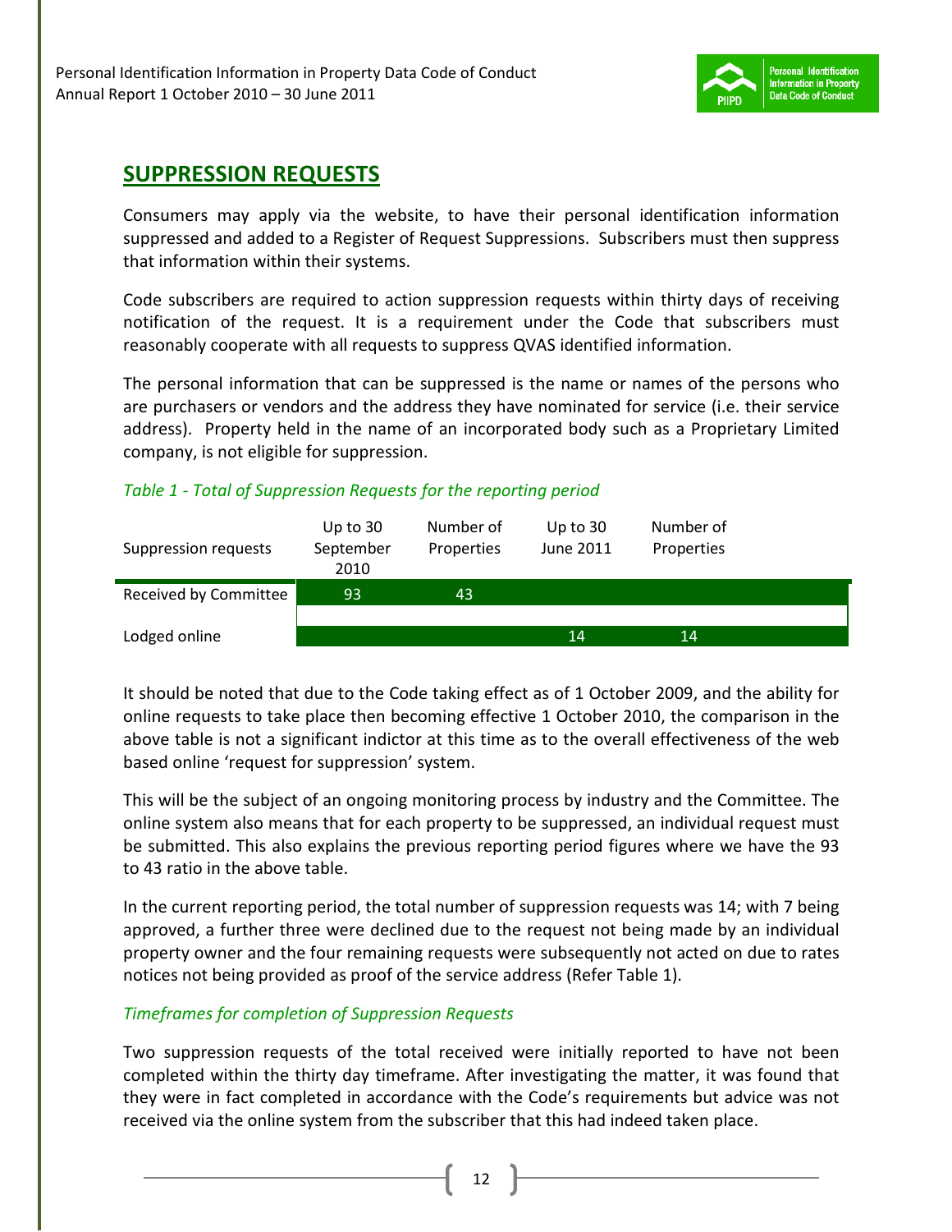## SUPPRESSION REQUESTS

Consumers may apply via the website, to have their personal identification information suppressed and added to a Register of Request Suppressions. Subscribers must then suppress that information within their systems.

Code subscribers are required to action suppression requests within thirty days of receiving notification of the request. It is a requirement under the Code that subscribers must reasonably cooperate with all requests to suppress QVAS identified information.

The personal information that can be suppressed is the name or names of the persons who are purchasers or vendors and the address they have nominated for service (i.e. their service address). Property held in the name of an incorporated body such as a Proprietary Limited company, is not eligible for suppression.

*Table 1 - Total of Suppression Requests for the reporting period*

| Suppression requests | Up to 30 September 2010 | Number of Properties | Up to 30 June 2011 | Number of Properties |
|---|---|---|---|---|
| Received by Committee | 93 | 43 | | |
| Lodged online | | | 14 | 14 |

It should be noted that due to the Code taking effect as of 1 October 2009, and the ability for online requests to take place then becoming effective 1 October 2010, the comparison in the above table is not a significant indictor at this time as to the overall effectiveness of the web based online 'request for suppression' system.

This will be the subject of an ongoing monitoring process by industry and the Committee. The online system also means that for each property to be suppressed, an individual request must be submitted. This also explains the previous reporting period figures where we have the 93 to 43 ratio in the above table.

In the current reporting period, the total number of suppression requests was 14; with 7 being approved, a further three were declined due to the request not being made by an individual property owner and the four remaining requests were subsequently not acted on due to rates notices not being provided as proof of the service address (Refer Table 1).

*Timeframes for completion of Suppression Requests*

Two suppression requests of the total received were initially reported to have not been completed within the thirty day timeframe. After investigating the matter, it was found that they were in fact completed in accordance with the Code's requirements but advice was not received via the online system from the subscriber that this had indeed taken place.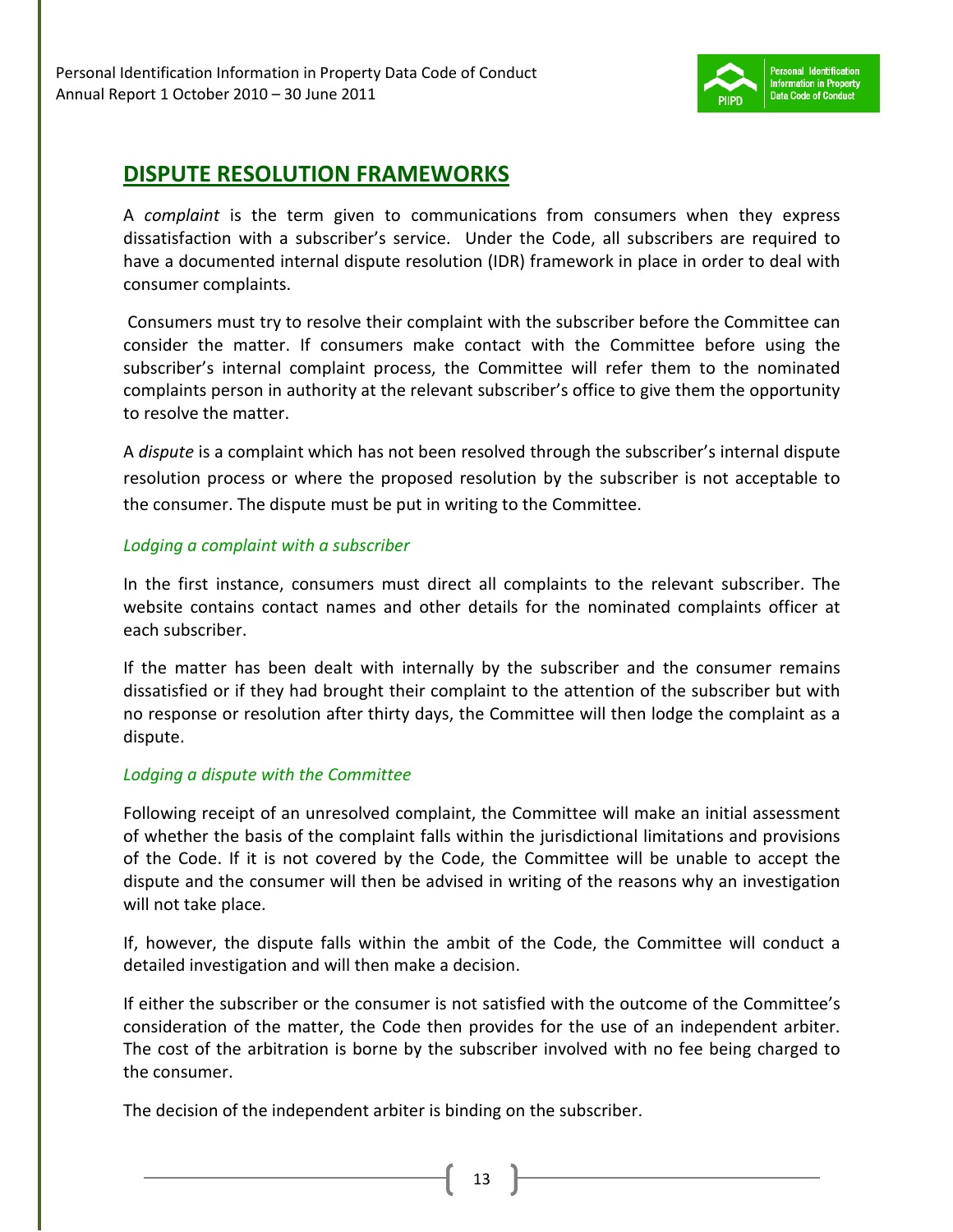## DISPUTE RESOLUTION FRAMEWORKS

A *complaint* is the term given to communications from consumers when they express dissatisfaction with a subscriber's service. Under the Code, all subscribers are required to have a documented internal dispute resolution (IDR) framework in place in order to deal with consumer complaints.

Consumers must try to resolve their complaint with the subscriber before the Committee can consider the matter. If consumers make contact with the Committee before using the subscriber's internal complaint process, the Committee will refer them to the nominated complaints person in authority at the relevant subscriber's office to give them the opportunity to resolve the matter.

A *dispute* is a complaint which has not been resolved through the subscriber's internal dispute resolution process or where the proposed resolution by the subscriber is not acceptable to the consumer. The dispute must be put in writing to the Committee.

### *Lodging a complaint with a subscriber*

In the first instance, consumers must direct all complaints to the relevant subscriber. The website contains contact names and other details for the nominated complaints officer at each subscriber.

If the matter has been dealt with internally by the subscriber and the consumer remains dissatisfied or if they had brought their complaint to the attention of the subscriber but with no response or resolution after thirty days, the Committee will then lodge the complaint as a dispute.

### *Lodging a dispute with the Committee*

Following receipt of an unresolved complaint, the Committee will make an initial assessment of whether the basis of the complaint falls within the jurisdictional limitations and provisions of the Code. If it is not covered by the Code, the Committee will be unable to accept the dispute and the consumer will then be advised in writing of the reasons why an investigation will not take place.

If, however, the dispute falls within the ambit of the Code, the Committee will conduct a detailed investigation and will then make a decision.

If either the subscriber or the consumer is not satisfied with the outcome of the Committee's consideration of the matter, the Code then provides for the use of an independent arbiter. The cost of the arbitration is borne by the subscriber involved with no fee being charged to the consumer.

The decision of the independent arbiter is binding on the subscriber.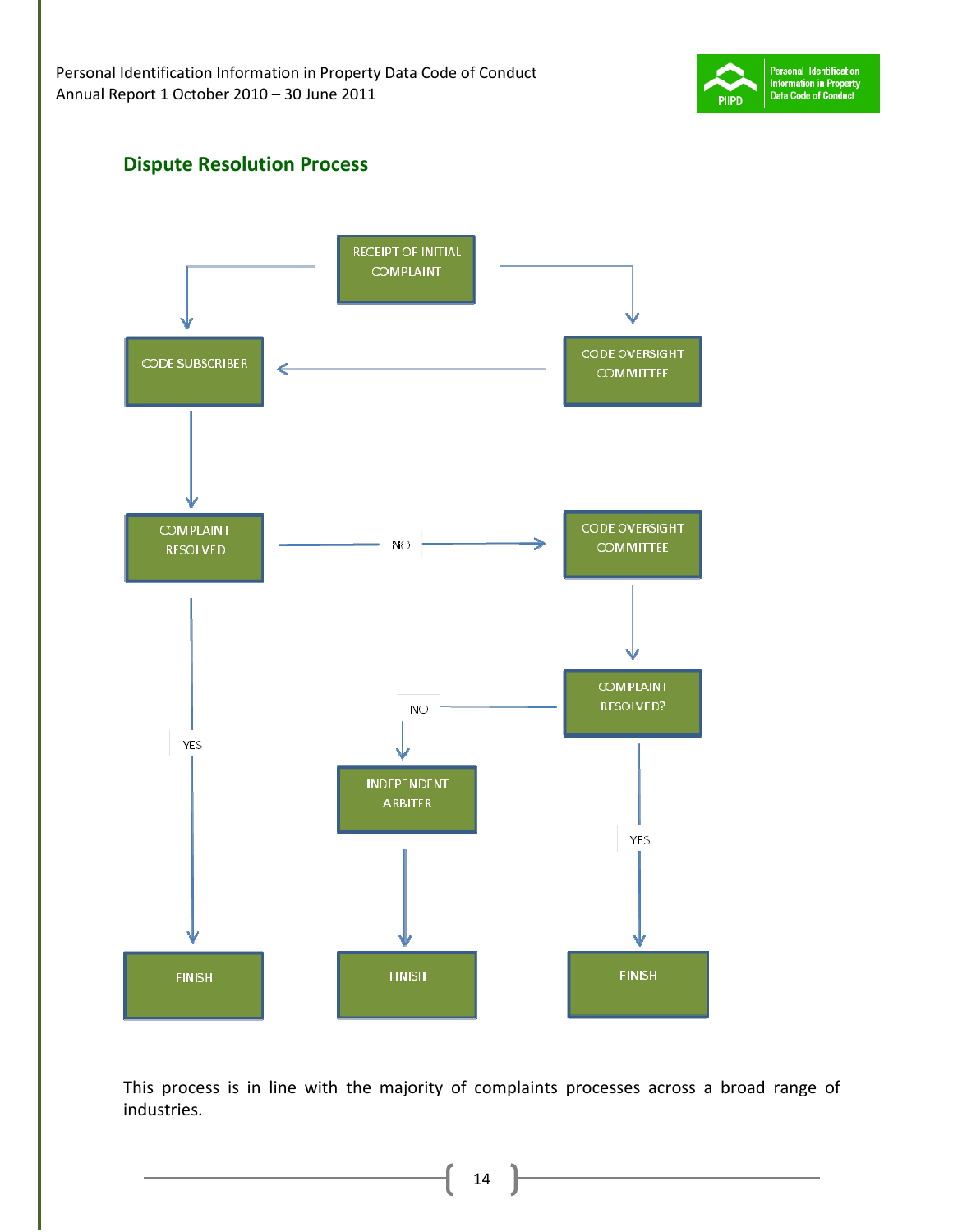## Dispute Resolution Process

RECEIPT OF INITIAL COMPLAINT

CODE SUBSCRIBER

CODE OVERSIGHT COMMITTEE

COMPLAINT RESOLVED

NO

CODE OVERSIGHT COMMITTEE

COMPLAINT RESOLVED?

NO

YES

INDEPENDENT ARBITER

YES

FINISH

FINISH

FINISH

This process is in line with the majority of complaints processes across a broad range of industries.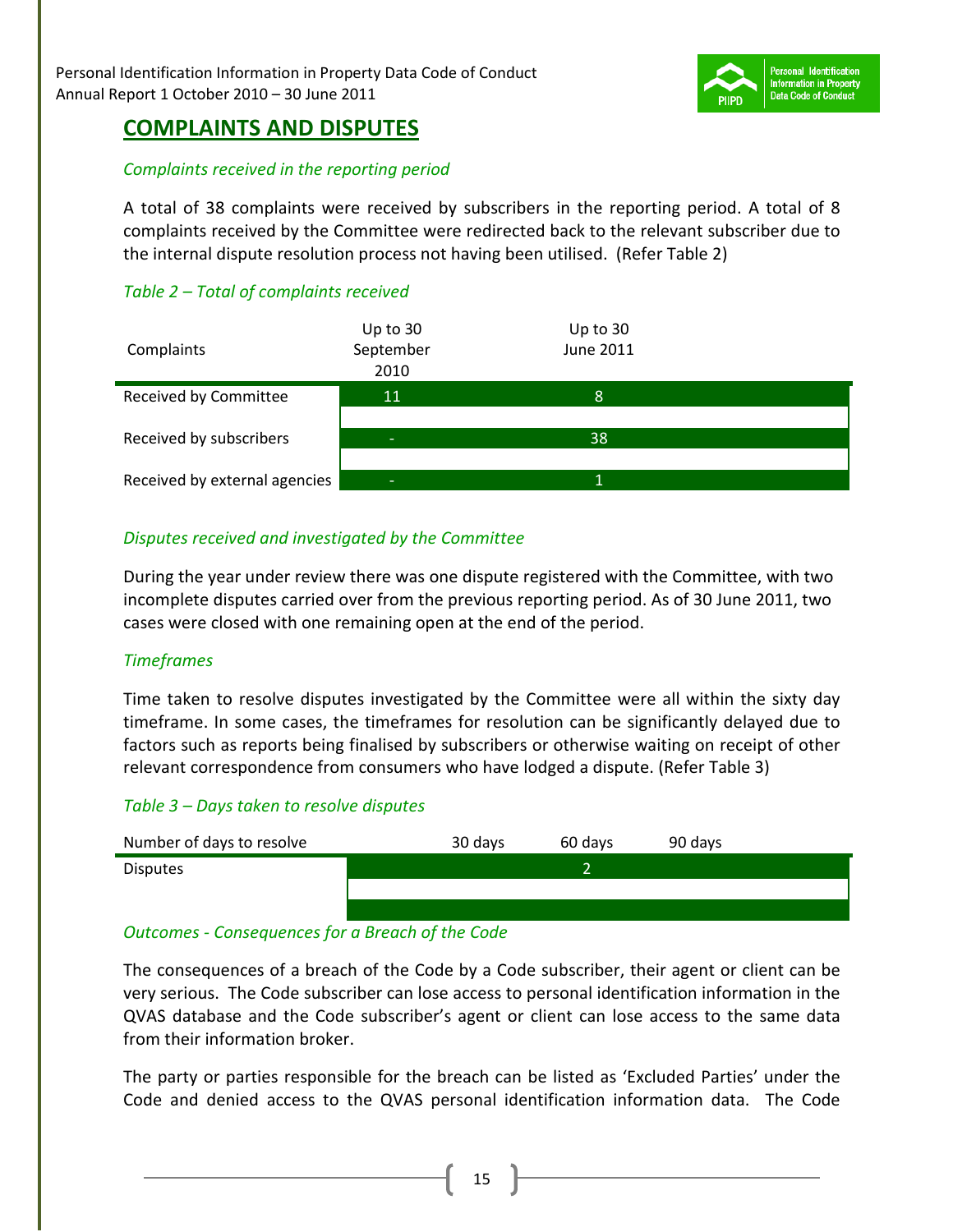## COMPLAINTS AND DISPUTES

*Complaints received in the reporting period*

A total of 38 complaints were received by subscribers in the reporting period. A total of 8 complaints received by the Committee were redirected back to the relevant subscriber due to the internal dispute resolution process not having been utilised. (Refer Table 2)

*Table 2 – Total of complaints received*

| Complaints | Up to 30 September 2010 | Up to 30 June 2011 |
|---|---|---|
| Received by Committee | 11 | 8 |
| Received by subscribers | - | 38 |
| Received by external agencies | - | 1 |

*Disputes received and investigated by the Committee*

During the year under review there was one dispute registered with the Committee, with two incomplete disputes carried over from the previous reporting period. As of 30 June 2011, two cases were closed with one remaining open at the end of the period.

*Timeframes*

Time taken to resolve disputes investigated by the Committee were all within the sixty day timeframe. In some cases, the timeframes for resolution can be significantly delayed due to factors such as reports being finalised by subscribers or otherwise waiting on receipt of other relevant correspondence from consumers who have lodged a dispute. (Refer Table 3)

*Table 3 – Days taken to resolve disputes*

| Number of days to resolve | 30 days | 60 days | 90 days |
|---|---|---|---|
| Disputes | | 2 | |

*Outcomes - Consequences for a Breach of the Code*

The consequences of a breach of the Code by a Code subscriber, their agent or client can be very serious. The Code subscriber can lose access to personal identification information in the QVAS database and the Code subscriber's agent or client can lose access to the same data from their information broker.

The party or parties responsible for the breach can be listed as 'Excluded Parties' under the Code and denied access to the QVAS personal identification information data. The Code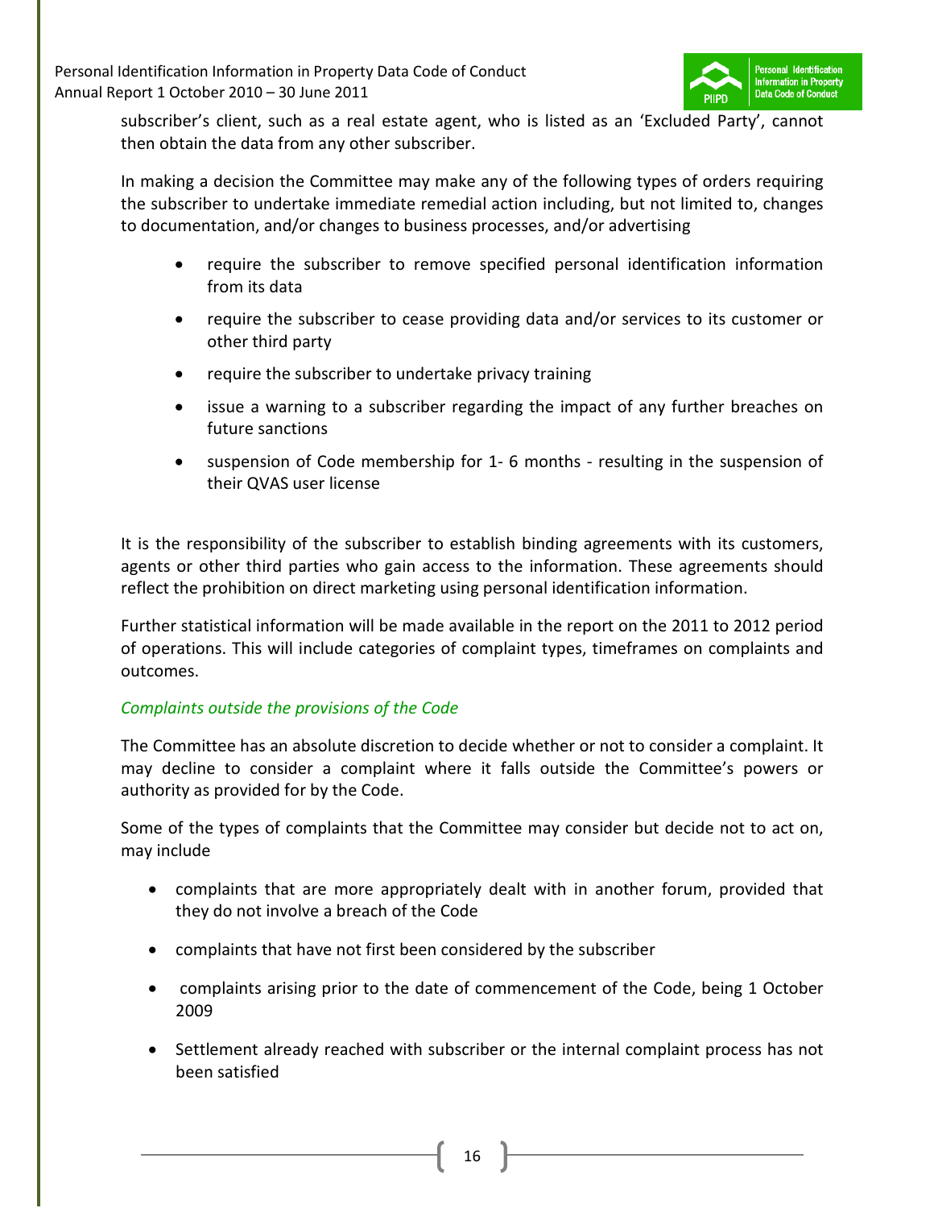subscriber's client, such as a real estate agent, who is listed as an 'Excluded Party', cannot then obtain the data from any other subscriber.

In making a decision the Committee may make any of the following types of orders requiring the subscriber to undertake immediate remedial action including, but not limited to, changes to documentation, and/or changes to business processes, and/or advertising

- require the subscriber to remove specified personal identification information from its data
- require the subscriber to cease providing data and/or services to its customer or other third party
- require the subscriber to undertake privacy training
- issue a warning to a subscriber regarding the impact of any further breaches on future sanctions
- suspension of Code membership for 1- 6 months - resulting in the suspension of their QVAS user license

It is the responsibility of the subscriber to establish binding agreements with its customers, agents or other third parties who gain access to the information. These agreements should reflect the prohibition on direct marketing using personal identification information.

Further statistical information will be made available in the report on the 2011 to 2012 period of operations. This will include categories of complaint types, timeframes on complaints and outcomes.

*Complaints outside the provisions of the Code*

The Committee has an absolute discretion to decide whether or not to consider a complaint. It may decline to consider a complaint where it falls outside the Committee's powers or authority as provided for by the Code.

Some of the types of complaints that the Committee may consider but decide not to act on, may include

- complaints that are more appropriately dealt with in another forum, provided that they do not involve a breach of the Code
- complaints that have not first been considered by the subscriber
- complaints arising prior to the date of commencement of the Code, being 1 October 2009
- Settlement already reached with subscriber or the internal complaint process has not been satisfied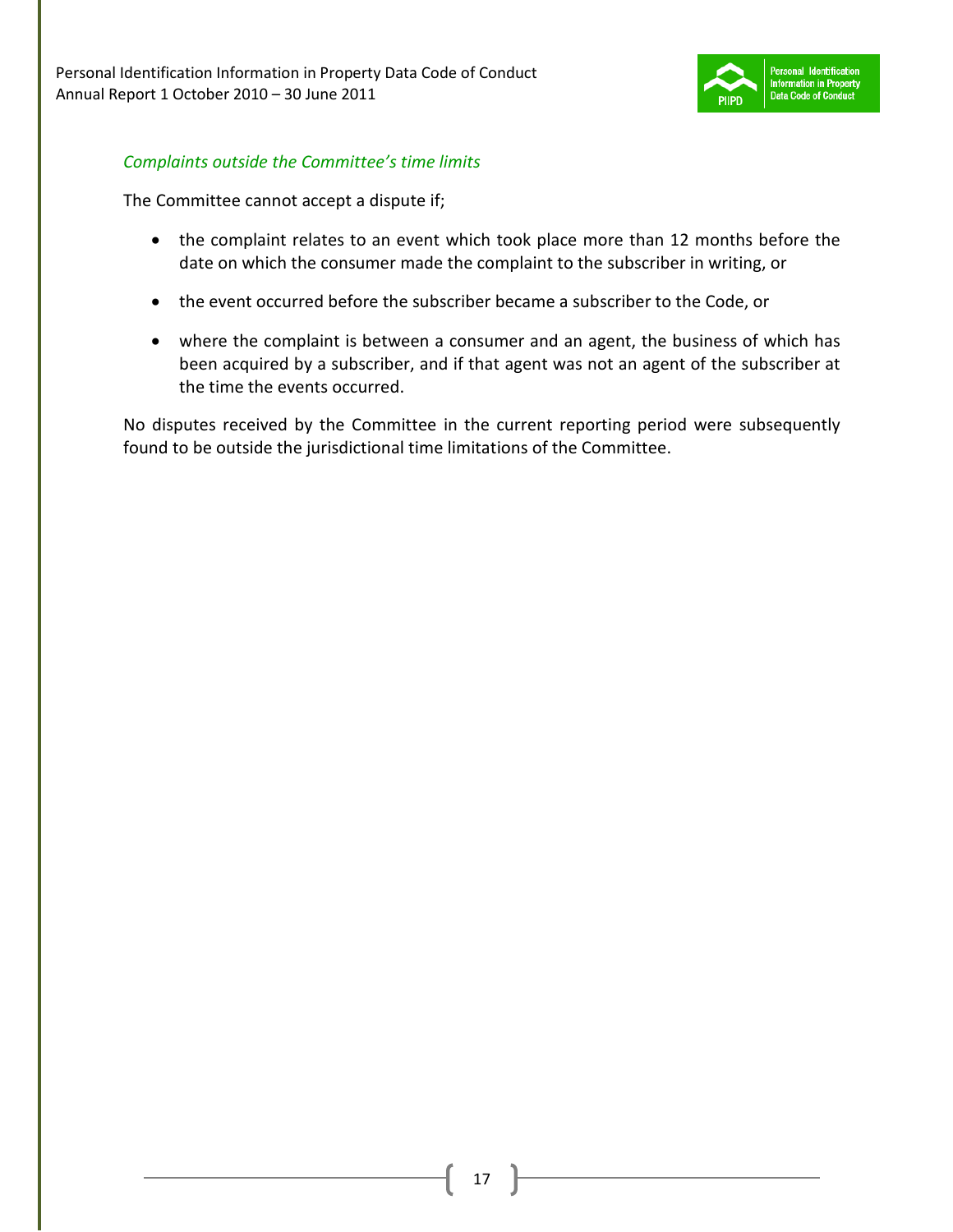*Complaints outside the Committee's time limits*

The Committee cannot accept a dispute if;

- the complaint relates to an event which took place more than 12 months before the date on which the consumer made the complaint to the subscriber in writing, or
- the event occurred before the subscriber became a subscriber to the Code, or
- where the complaint is between a consumer and an agent, the business of which has been acquired by a subscriber, and if that agent was not an agent of the subscriber at the time the events occurred.

No disputes received by the Committee in the current reporting period were subsequently found to be outside the jurisdictional time limitations of the Committee.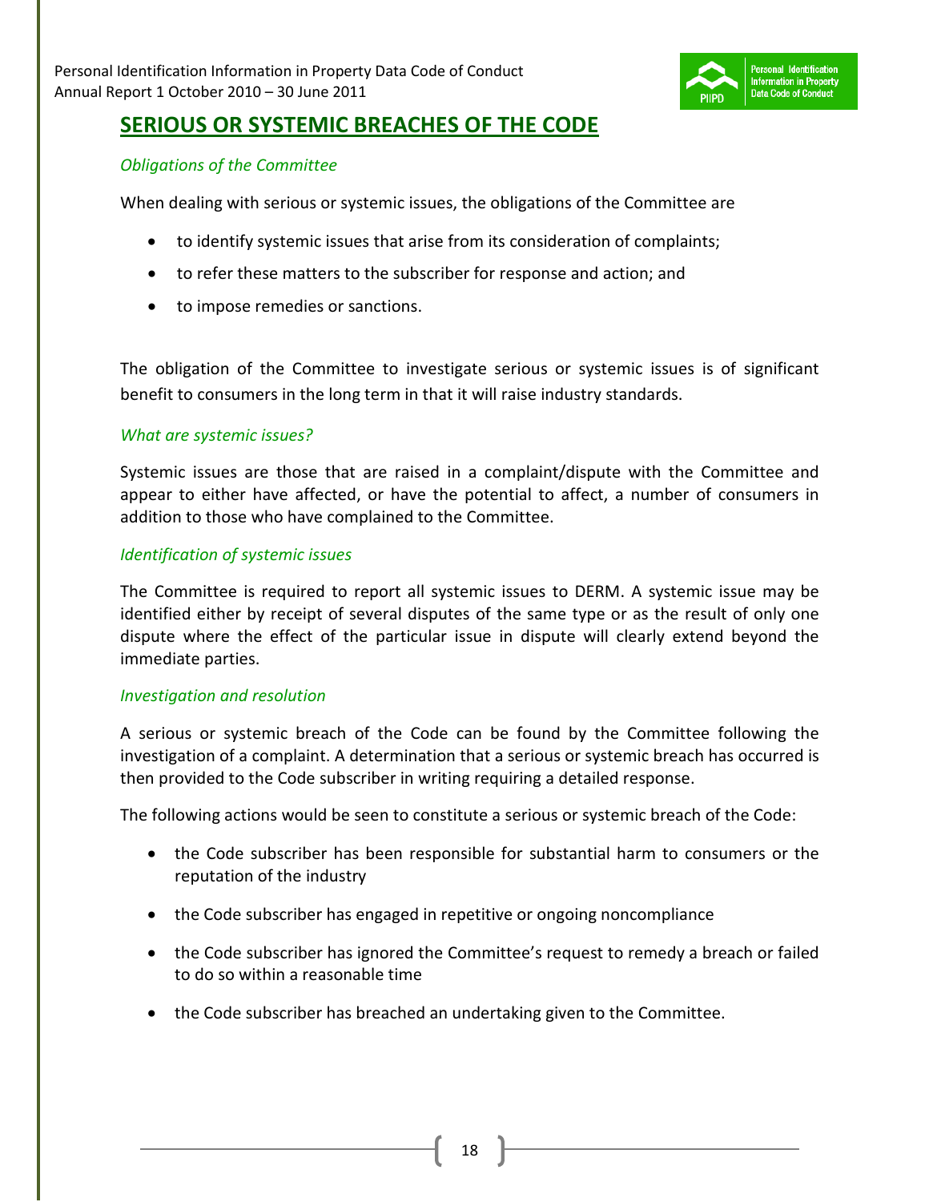## SERIOUS OR SYSTEMIC BREACHES OF THE CODE

*Obligations of the Committee*

When dealing with serious or systemic issues, the obligations of the Committee are

- to identify systemic issues that arise from its consideration of complaints;
- to refer these matters to the subscriber for response and action; and
- to impose remedies or sanctions.

The obligation of the Committee to investigate serious or systemic issues is of significant benefit to consumers in the long term in that it will raise industry standards.

*What are systemic issues?*

Systemic issues are those that are raised in a complaint/dispute with the Committee and appear to either have affected, or have the potential to affect, a number of consumers in addition to those who have complained to the Committee.

*Identification of systemic issues*

The Committee is required to report all systemic issues to DERM. A systemic issue may be identified either by receipt of several disputes of the same type or as the result of only one dispute where the effect of the particular issue in dispute will clearly extend beyond the immediate parties.

*Investigation and resolution*

A serious or systemic breach of the Code can be found by the Committee following the investigation of a complaint. A determination that a serious or systemic breach has occurred is then provided to the Code subscriber in writing requiring a detailed response.

The following actions would be seen to constitute a serious or systemic breach of the Code:

- the Code subscriber has been responsible for substantial harm to consumers or the reputation of the industry
- the Code subscriber has engaged in repetitive or ongoing noncompliance
- the Code subscriber has ignored the Committee's request to remedy a breach or failed to do so within a reasonable time
- the Code subscriber has breached an undertaking given to the Committee.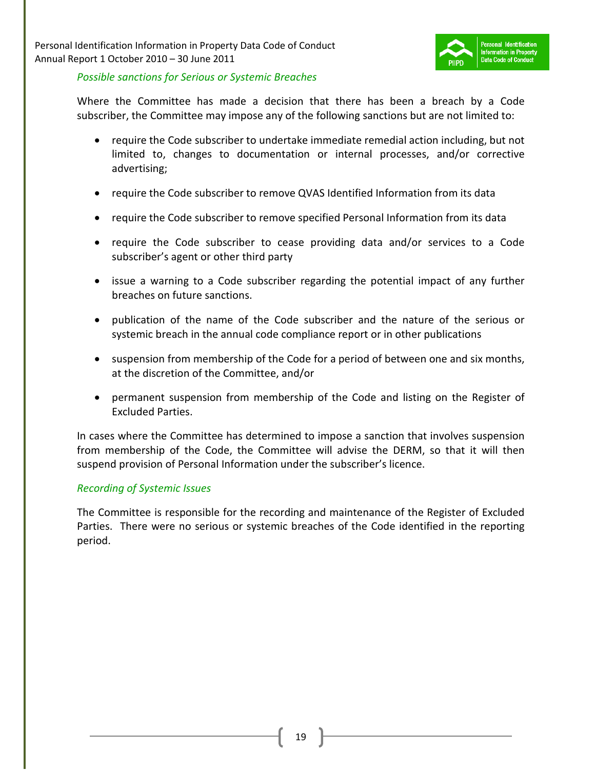*Possible sanctions for Serious or Systemic Breaches*

Where the Committee has made a decision that there has been a breach by a Code subscriber, the Committee may impose any of the following sanctions but are not limited to:

- require the Code subscriber to undertake immediate remedial action including, but not limited to, changes to documentation or internal processes, and/or corrective advertising;
- require the Code subscriber to remove QVAS Identified Information from its data
- require the Code subscriber to remove specified Personal Information from its data
- require the Code subscriber to cease providing data and/or services to a Code subscriber's agent or other third party
- issue a warning to a Code subscriber regarding the potential impact of any further breaches on future sanctions.
- publication of the name of the Code subscriber and the nature of the serious or systemic breach in the annual code compliance report or in other publications
- suspension from membership of the Code for a period of between one and six months, at the discretion of the Committee, and/or
- permanent suspension from membership of the Code and listing on the Register of Excluded Parties.

In cases where the Committee has determined to impose a sanction that involves suspension from membership of the Code, the Committee will advise the DERM, so that it will then suspend provision of Personal Information under the subscriber's licence.

*Recording of Systemic Issues*

The Committee is responsible for the recording and maintenance of the Register of Excluded Parties. There were no serious or systemic breaches of the Code identified in the reporting period.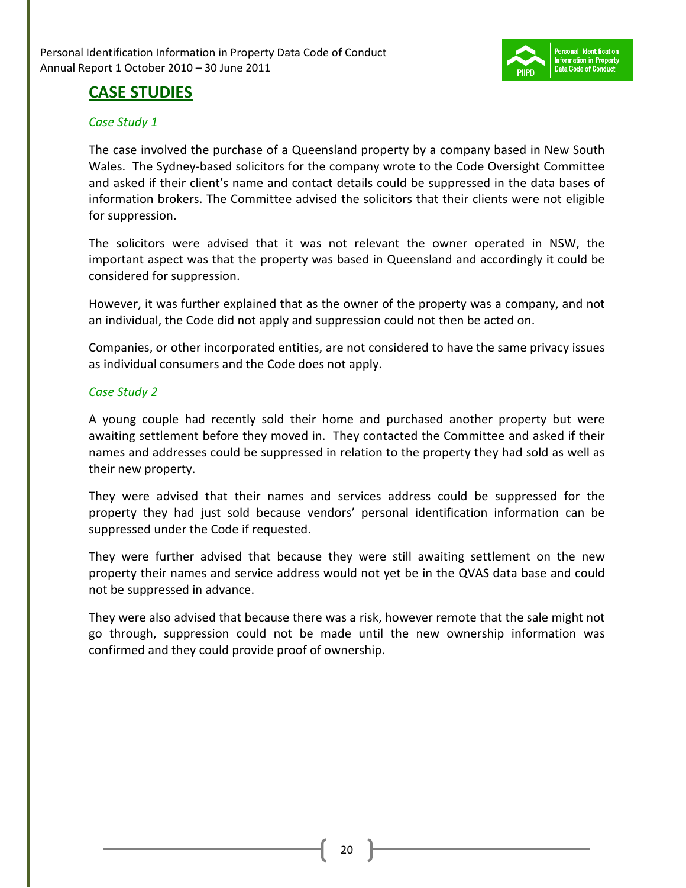## CASE STUDIES

*Case Study 1*

The case involved the purchase of a Queensland property by a company based in New South Wales. The Sydney-based solicitors for the company wrote to the Code Oversight Committee and asked if their client's name and contact details could be suppressed in the data bases of information brokers. The Committee advised the solicitors that their clients were not eligible for suppression.

The solicitors were advised that it was not relevant the owner operated in NSW, the important aspect was that the property was based in Queensland and accordingly it could be considered for suppression.

However, it was further explained that as the owner of the property was a company, and not an individual, the Code did not apply and suppression could not then be acted on.

Companies, or other incorporated entities, are not considered to have the same privacy issues as individual consumers and the Code does not apply.

*Case Study 2*

A young couple had recently sold their home and purchased another property but were awaiting settlement before they moved in. They contacted the Committee and asked if their names and addresses could be suppressed in relation to the property they had sold as well as their new property.

They were advised that their names and services address could be suppressed for the property they had just sold because vendors' personal identification information can be suppressed under the Code if requested.

They were further advised that because they were still awaiting settlement on the new property their names and service address would not yet be in the QVAS data base and could not be suppressed in advance.

They were also advised that because there was a risk, however remote that the sale might not go through, suppression could not be made until the new ownership information was confirmed and they could provide proof of ownership.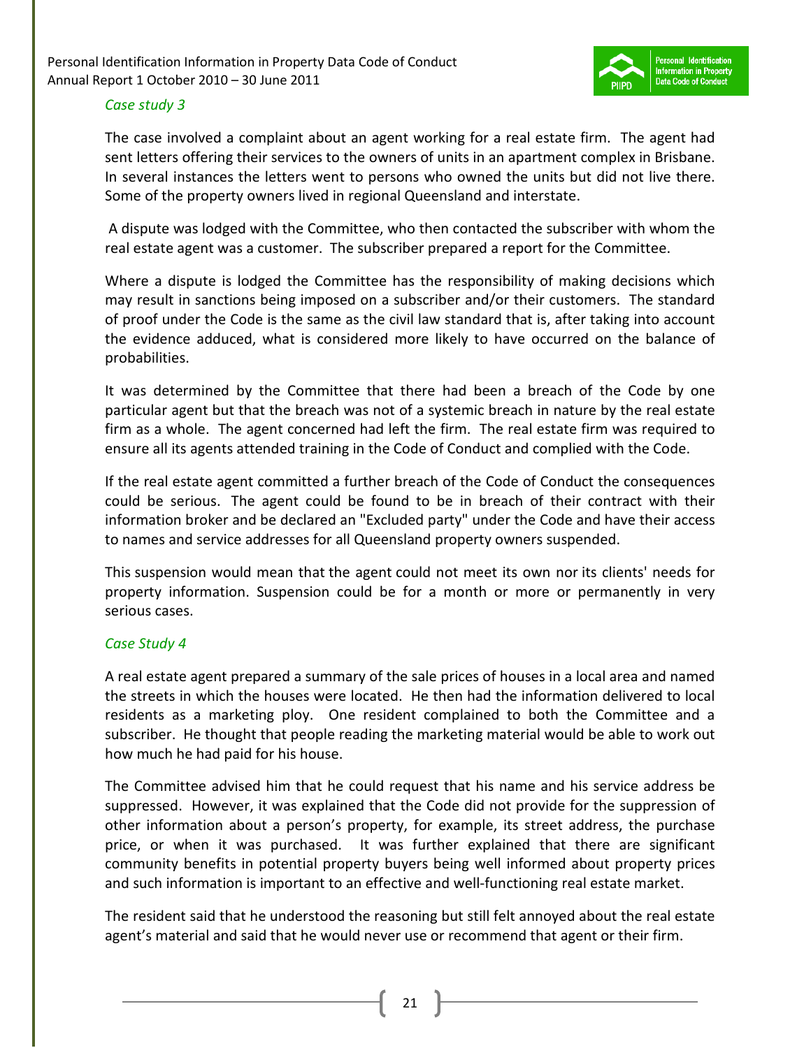*Case study 3*

The case involved a complaint about an agent working for a real estate firm. The agent had sent letters offering their services to the owners of units in an apartment complex in Brisbane. In several instances the letters went to persons who owned the units but did not live there. Some of the property owners lived in regional Queensland and interstate.

A dispute was lodged with the Committee, who then contacted the subscriber with whom the real estate agent was a customer. The subscriber prepared a report for the Committee.

Where a dispute is lodged the Committee has the responsibility of making decisions which may result in sanctions being imposed on a subscriber and/or their customers. The standard of proof under the Code is the same as the civil law standard that is, after taking into account the evidence adduced, what is considered more likely to have occurred on the balance of probabilities.

It was determined by the Committee that there had been a breach of the Code by one particular agent but that the breach was not of a systemic breach in nature by the real estate firm as a whole. The agent concerned had left the firm. The real estate firm was required to ensure all its agents attended training in the Code of Conduct and complied with the Code.

If the real estate agent committed a further breach of the Code of Conduct the consequences could be serious. The agent could be found to be in breach of their contract with their information broker and be declared an "Excluded party" under the Code and have their access to names and service addresses for all Queensland property owners suspended.

This suspension would mean that the agent could not meet its own nor its clients' needs for property information. Suspension could be for a month or more or permanently in very serious cases.

*Case Study 4*

A real estate agent prepared a summary of the sale prices of houses in a local area and named the streets in which the houses were located. He then had the information delivered to local residents as a marketing ploy. One resident complained to both the Committee and a subscriber. He thought that people reading the marketing material would be able to work out how much he had paid for his house.

The Committee advised him that he could request that his name and his service address be suppressed. However, it was explained that the Code did not provide for the suppression of other information about a person's property, for example, its street address, the purchase price, or when it was purchased. It was further explained that there are significant community benefits in potential property buyers being well informed about property prices and such information is important to an effective and well-functioning real estate market.

The resident said that he understood the reasoning but still felt annoyed about the real estate agent's material and said that he would never use or recommend that agent or their firm.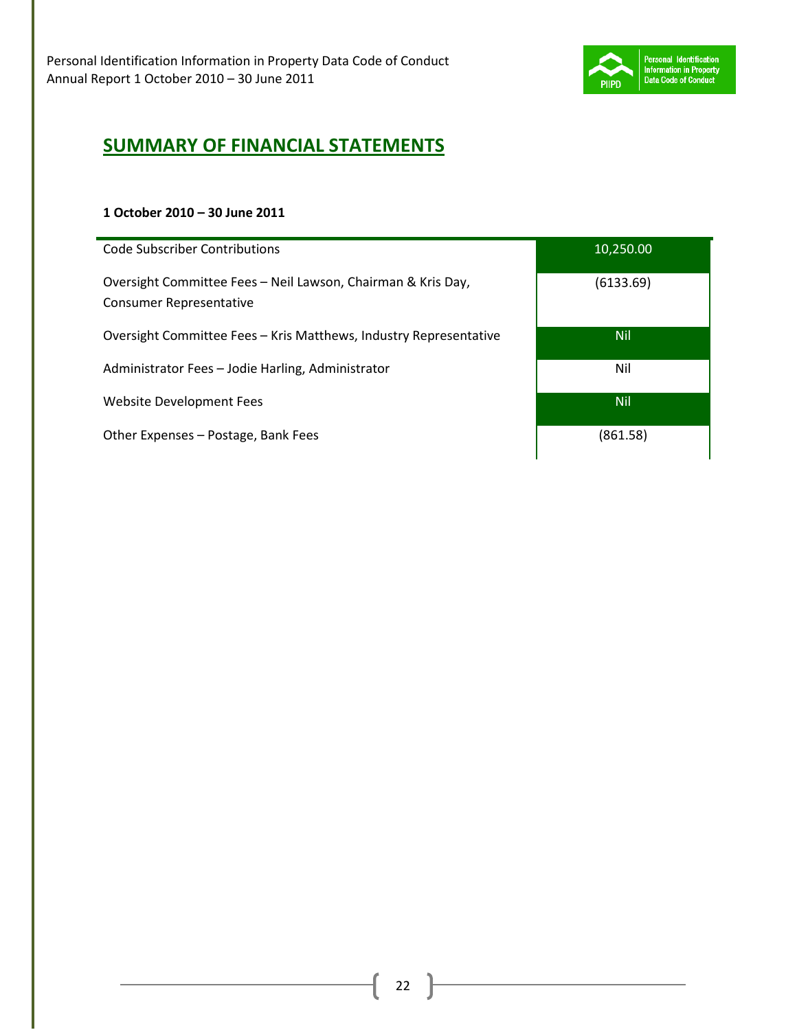## SUMMARY OF FINANCIAL STATEMENTS

**1 October 2010 – 30 June 2011**

| | |
|---|---|
| Code Subscriber Contributions | 10,250.00 |
| Oversight Committee Fees – Neil Lawson, Chairman & Kris Day, Consumer Representative | (6133.69) |
| Oversight Committee Fees – Kris Matthews, Industry Representative | Nil |
| Administrator Fees – Jodie Harling, Administrator | Nil |
| Website Development Fees | Nil |
| Other Expenses – Postage, Bank Fees | (861.58) |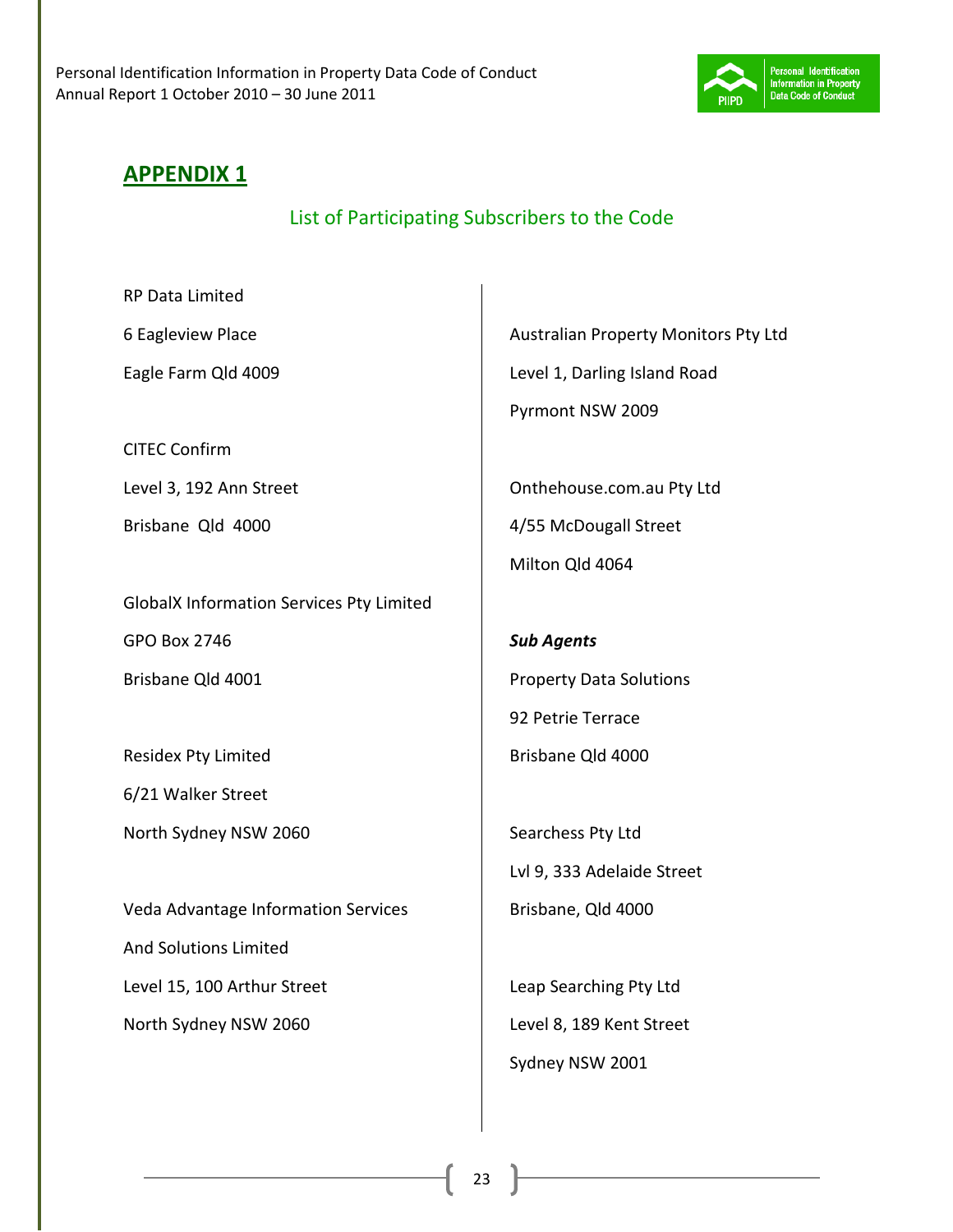# APPENDIX 1

## List of Participating Subscribers to the Code

RP Data Limited
6 Eagleview Place
Eagle Farm Qld 4009

CITEC Confirm
Level 3, 192 Ann Street
Brisbane Qld 4000

GlobalX Information Services Pty Limited
GPO Box 2746
Brisbane Qld 4001

Residex Pty Limited
6/21 Walker Street
North Sydney NSW 2060

Veda Advantage Information Services
And Solutions Limited
Level 15, 100 Arthur Street
North Sydney NSW 2060

Australian Property Monitors Pty Ltd
Level 1, Darling Island Road
Pyrmont NSW 2009

Onthehouse.com.au Pty Ltd
4/55 McDougall Street
Milton Qld 4064

***Sub Agents***

Property Data Solutions
92 Petrie Terrace
Brisbane Qld 4000

Searchess Pty Ltd
Lvl 9, 333 Adelaide Street
Brisbane, Qld 4000

Leap Searching Pty Ltd
Level 8, 189 Kent Street
Sydney NSW 2001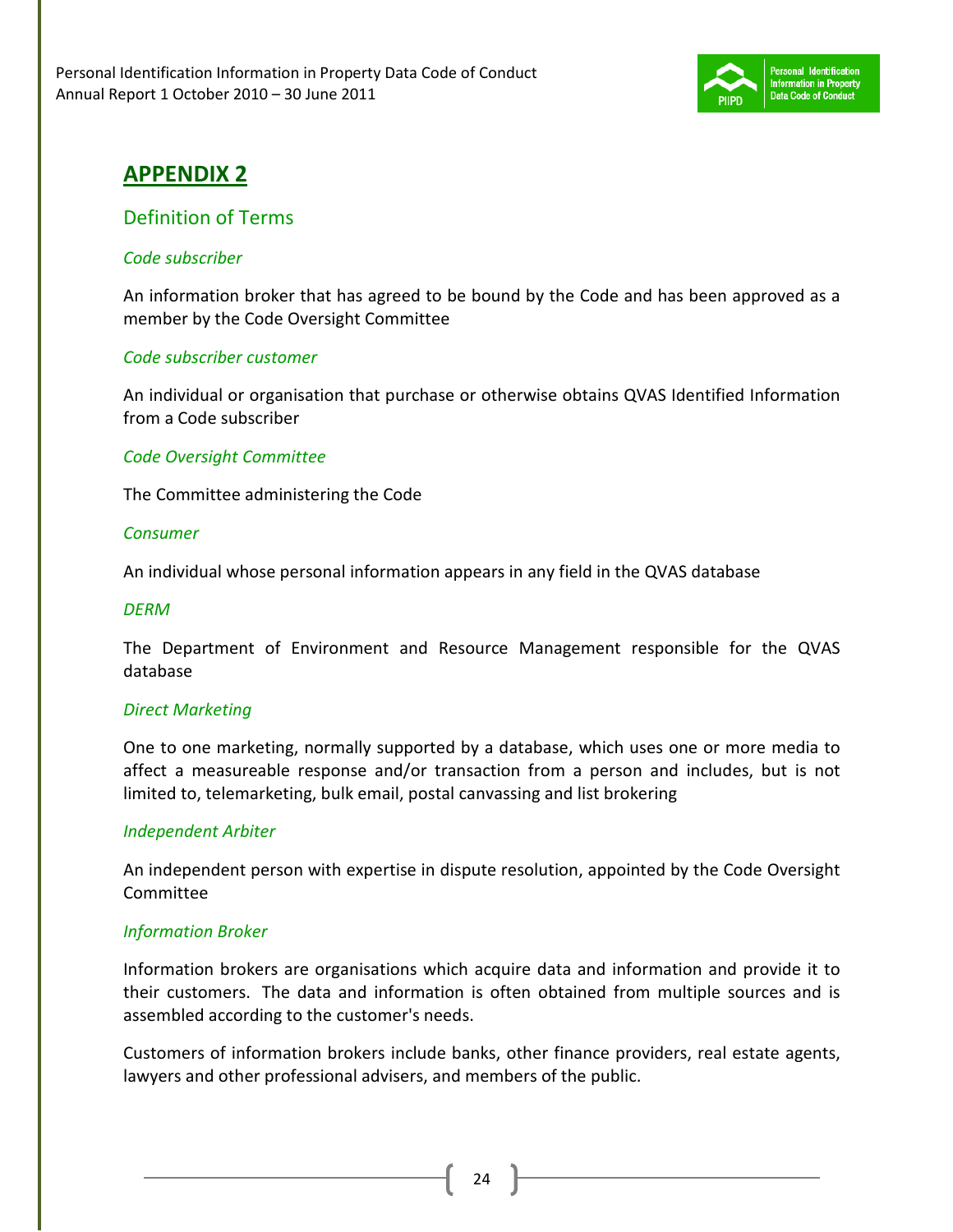# APPENDIX 2

## Definition of Terms

### *Code subscriber*

An information broker that has agreed to be bound by the Code and has been approved as a member by the Code Oversight Committee

### *Code subscriber customer*

An individual or organisation that purchase or otherwise obtains QVAS Identified Information from a Code subscriber

### *Code Oversight Committee*

The Committee administering the Code

### *Consumer*

An individual whose personal information appears in any field in the QVAS database

### *DERM*

The Department of Environment and Resource Management responsible for the QVAS database

### *Direct Marketing*

One to one marketing, normally supported by a database, which uses one or more media to affect a measureable response and/or transaction from a person and includes, but is not limited to, telemarketing, bulk email, postal canvassing and list brokering

### *Independent Arbiter*

An independent person with expertise in dispute resolution, appointed by the Code Oversight Committee

### *Information Broker*

Information brokers are organisations which acquire data and information and provide it to their customers. The data and information is often obtained from multiple sources and is assembled according to the customer's needs.

Customers of information brokers include banks, other finance providers, real estate agents, lawyers and other professional advisers, and members of the public.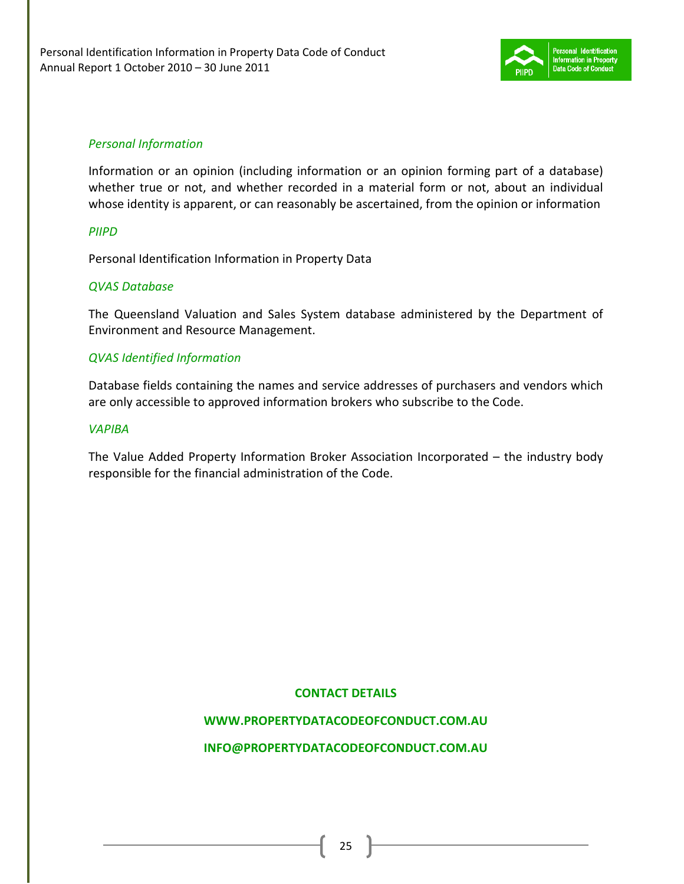*Personal Information*

Information or an opinion (including information or an opinion forming part of a database) whether true or not, and whether recorded in a material form or not, about an individual whose identity is apparent, or can reasonably be ascertained, from the opinion or information

*PIIPD*

Personal Identification Information in Property Data

*QVAS Database*

The Queensland Valuation and Sales System database administered by the Department of Environment and Resource Management.

*QVAS Identified Information*

Database fields containing the names and service addresses of purchasers and vendors which are only accessible to approved information brokers who subscribe to the Code.

*VAPIBA*

The Value Added Property Information Broker Association Incorporated – the industry body responsible for the financial administration of the Code.

**CONTACT DETAILS**

**WWW.PROPERTYDATACODEOFCONDUCT.COM.AU**

**INFO@PROPERTYDATACODEOFCONDUCT.COM.AU**